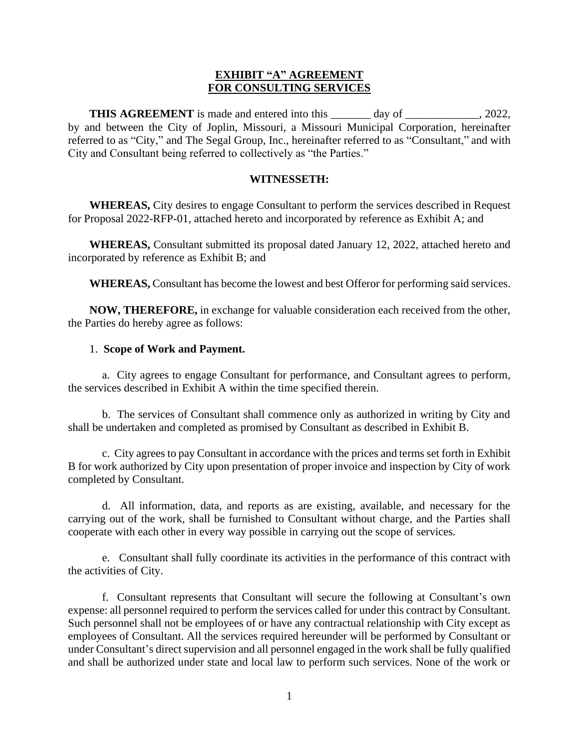# EXHIBIT "A" AGREEMENT
# FOR CONSULTING SERVICES

**THIS AGREEMENT** is made and entered into this _______ day of _____________, 2022, by and between the City of Joplin, Missouri, a Missouri Municipal Corporation, hereinafter referred to as "City," and The Segal Group, Inc., hereinafter referred to as "Consultant," and with City and Consultant being referred to collectively as "the Parties."

**WITNESSETH:**

**WHEREAS,** City desires to engage Consultant to perform the services described in Request for Proposal 2022-RFP-01, attached hereto and incorporated by reference as Exhibit A; and

**WHEREAS,** Consultant submitted its proposal dated January 12, 2022, attached hereto and incorporated by reference as Exhibit B; and

**WHEREAS,** Consultant has become the lowest and best Offeror for performing said services.

**NOW, THEREFORE,** in exchange for valuable consideration each received from the other, the Parties do hereby agree as follows:

1. **Scope of Work and Payment.**

a. City agrees to engage Consultant for performance, and Consultant agrees to perform, the services described in Exhibit A within the time specified therein.

b. The services of Consultant shall commence only as authorized in writing by City and shall be undertaken and completed as promised by Consultant as described in Exhibit B.

c. City agrees to pay Consultant in accordance with the prices and terms set forth in Exhibit B for work authorized by City upon presentation of proper invoice and inspection by City of work completed by Consultant.

d. All information, data, and reports as are existing, available, and necessary for the carrying out of the work, shall be furnished to Consultant without charge, and the Parties shall cooperate with each other in every way possible in carrying out the scope of services.

e. Consultant shall fully coordinate its activities in the performance of this contract with the activities of City.

f. Consultant represents that Consultant will secure the following at Consultant's own expense: all personnel required to perform the services called for under this contract by Consultant. Such personnel shall not be employees of or have any contractual relationship with City except as employees of Consultant. All the services required hereunder will be performed by Consultant or under Consultant's direct supervision and all personnel engaged in the work shall be fully qualified and shall be authorized under state and local law to perform such services. None of the work or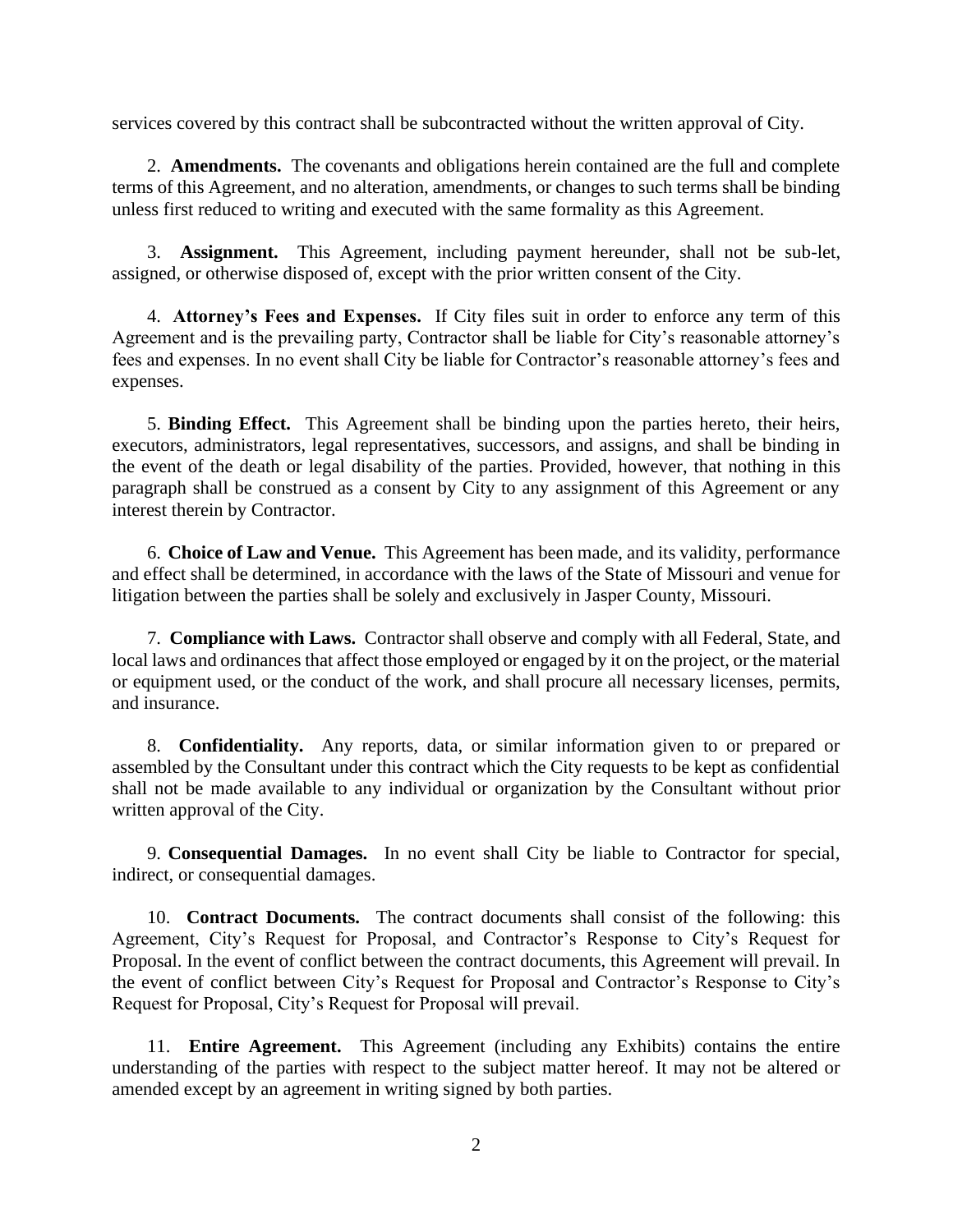services covered by this contract shall be subcontracted without the written approval of City.

2. **Amendments.** The covenants and obligations herein contained are the full and complete terms of this Agreement, and no alteration, amendments, or changes to such terms shall be binding unless first reduced to writing and executed with the same formality as this Agreement.

3. **Assignment.** This Agreement, including payment hereunder, shall not be sub-let, assigned, or otherwise disposed of, except with the prior written consent of the City.

4. **Attorney's Fees and Expenses.** If City files suit in order to enforce any term of this Agreement and is the prevailing party, Contractor shall be liable for City's reasonable attorney's fees and expenses. In no event shall City be liable for Contractor's reasonable attorney's fees and expenses.

5. **Binding Effect.** This Agreement shall be binding upon the parties hereto, their heirs, executors, administrators, legal representatives, successors, and assigns, and shall be binding in the event of the death or legal disability of the parties. Provided, however, that nothing in this paragraph shall be construed as a consent by City to any assignment of this Agreement or any interest therein by Contractor.

6. **Choice of Law and Venue.** This Agreement has been made, and its validity, performance and effect shall be determined, in accordance with the laws of the State of Missouri and venue for litigation between the parties shall be solely and exclusively in Jasper County, Missouri.

7. **Compliance with Laws.** Contractor shall observe and comply with all Federal, State, and local laws and ordinances that affect those employed or engaged by it on the project, or the material or equipment used, or the conduct of the work, and shall procure all necessary licenses, permits, and insurance.

8. **Confidentiality.** Any reports, data, or similar information given to or prepared or assembled by the Consultant under this contract which the City requests to be kept as confidential shall not be made available to any individual or organization by the Consultant without prior written approval of the City.

9. **Consequential Damages.** In no event shall City be liable to Contractor for special, indirect, or consequential damages.

10. **Contract Documents.** The contract documents shall consist of the following: this Agreement, City's Request for Proposal, and Contractor's Response to City's Request for Proposal. In the event of conflict between the contract documents, this Agreement will prevail. In the event of conflict between City's Request for Proposal and Contractor's Response to City's Request for Proposal, City's Request for Proposal will prevail.

11. **Entire Agreement.** This Agreement (including any Exhibits) contains the entire understanding of the parties with respect to the subject matter hereof. It may not be altered or amended except by an agreement in writing signed by both parties.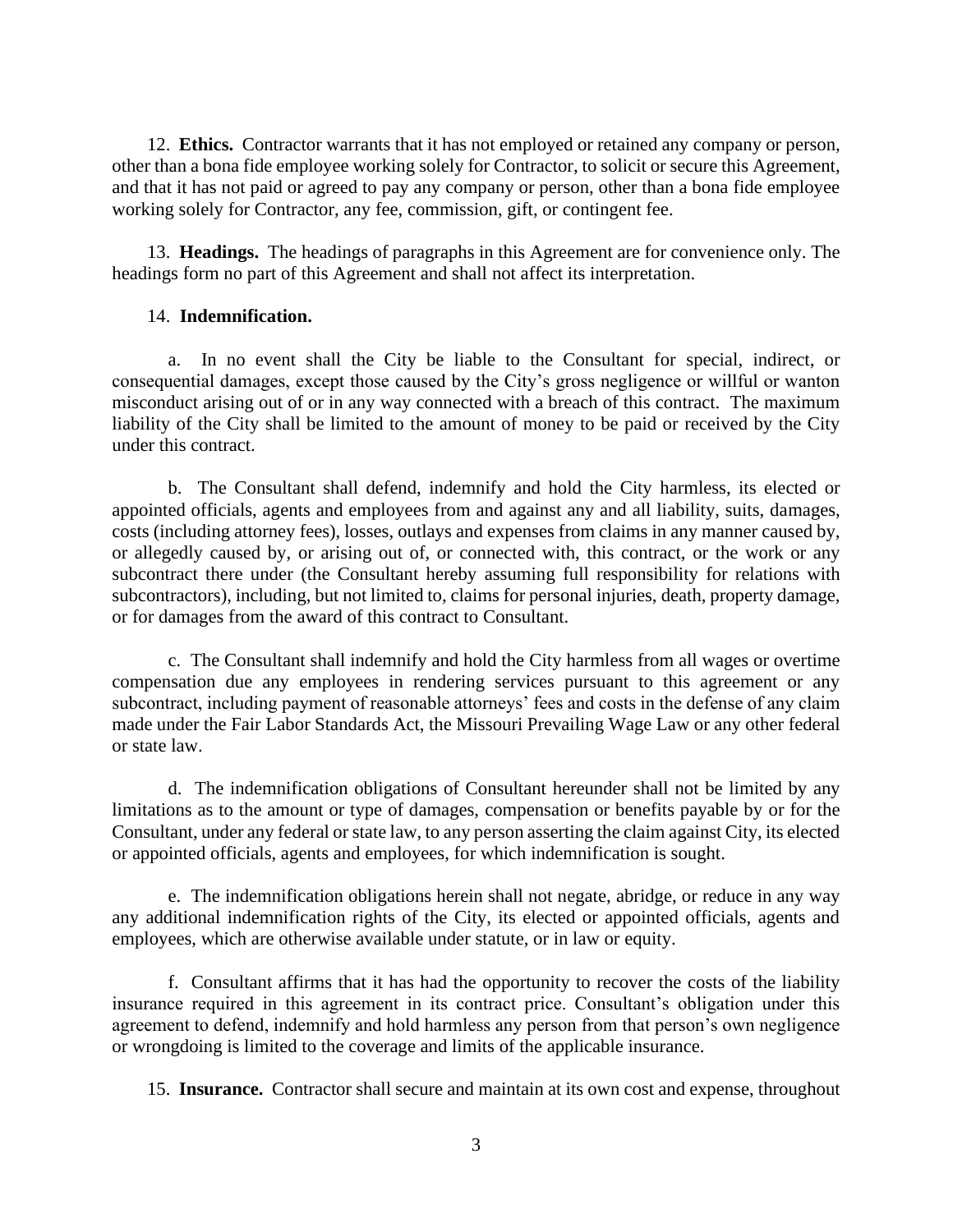12. **Ethics.** Contractor warrants that it has not employed or retained any company or person, other than a bona fide employee working solely for Contractor, to solicit or secure this Agreement, and that it has not paid or agreed to pay any company or person, other than a bona fide employee working solely for Contractor, any fee, commission, gift, or contingent fee.

13. **Headings.** The headings of paragraphs in this Agreement are for convenience only. The headings form no part of this Agreement and shall not affect its interpretation.

14. **Indemnification.**

a. In no event shall the City be liable to the Consultant for special, indirect, or consequential damages, except those caused by the City's gross negligence or willful or wanton misconduct arising out of or in any way connected with a breach of this contract. The maximum liability of the City shall be limited to the amount of money to be paid or received by the City under this contract.

b. The Consultant shall defend, indemnify and hold the City harmless, its elected or appointed officials, agents and employees from and against any and all liability, suits, damages, costs (including attorney fees), losses, outlays and expenses from claims in any manner caused by, or allegedly caused by, or arising out of, or connected with, this contract, or the work or any subcontract there under (the Consultant hereby assuming full responsibility for relations with subcontractors), including, but not limited to, claims for personal injuries, death, property damage, or for damages from the award of this contract to Consultant.

c. The Consultant shall indemnify and hold the City harmless from all wages or overtime compensation due any employees in rendering services pursuant to this agreement or any subcontract, including payment of reasonable attorneys' fees and costs in the defense of any claim made under the Fair Labor Standards Act, the Missouri Prevailing Wage Law or any other federal or state law.

d. The indemnification obligations of Consultant hereunder shall not be limited by any limitations as to the amount or type of damages, compensation or benefits payable by or for the Consultant, under any federal or state law, to any person asserting the claim against City, its elected or appointed officials, agents and employees, for which indemnification is sought.

e. The indemnification obligations herein shall not negate, abridge, or reduce in any way any additional indemnification rights of the City, its elected or appointed officials, agents and employees, which are otherwise available under statute, or in law or equity.

f. Consultant affirms that it has had the opportunity to recover the costs of the liability insurance required in this agreement in its contract price. Consultant's obligation under this agreement to defend, indemnify and hold harmless any person from that person's own negligence or wrongdoing is limited to the coverage and limits of the applicable insurance.

15. **Insurance.** Contractor shall secure and maintain at its own cost and expense, throughout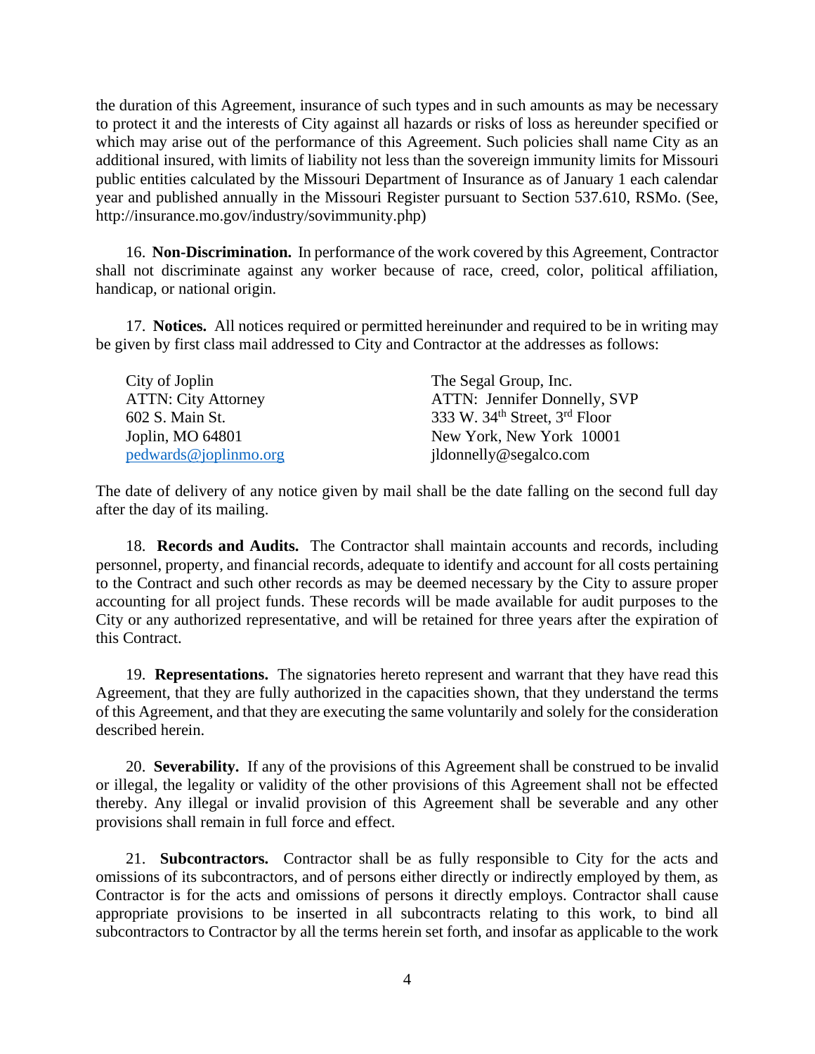the duration of this Agreement, insurance of such types and in such amounts as may be necessary to protect it and the interests of City against all hazards or risks of loss as hereunder specified or which may arise out of the performance of this Agreement. Such policies shall name City as an additional insured, with limits of liability not less than the sovereign immunity limits for Missouri public entities calculated by the Missouri Department of Insurance as of January 1 each calendar year and published annually in the Missouri Register pursuant to Section 537.610, RSMo. (See, http://insurance.mo.gov/industry/sovimmunity.php)

16. **Non-Discrimination.** In performance of the work covered by this Agreement, Contractor shall not discriminate against any worker because of race, creed, color, political affiliation, handicap, or national origin.

17. **Notices.** All notices required or permitted hereinunder and required to be in writing may be given by first class mail addressed to City and Contractor at the addresses as follows:

| | |
|---|---|
| City of Joplin | The Segal Group, Inc. |
| ATTN: City Attorney | ATTN: Jennifer Donnelly, SVP |
| 602 S. Main St. | 333 W. 34th Street, 3rd Floor |
| Joplin, MO 64801 | New York, New York 10001 |
| pedwards@joplinmo.org | jldonnelly@segalco.com |

The date of delivery of any notice given by mail shall be the date falling on the second full day after the day of its mailing.

18. **Records and Audits.** The Contractor shall maintain accounts and records, including personnel, property, and financial records, adequate to identify and account for all costs pertaining to the Contract and such other records as may be deemed necessary by the City to assure proper accounting for all project funds. These records will be made available for audit purposes to the City or any authorized representative, and will be retained for three years after the expiration of this Contract.

19. **Representations.** The signatories hereto represent and warrant that they have read this Agreement, that they are fully authorized in the capacities shown, that they understand the terms of this Agreement, and that they are executing the same voluntarily and solely for the consideration described herein.

20. **Severability.** If any of the provisions of this Agreement shall be construed to be invalid or illegal, the legality or validity of the other provisions of this Agreement shall not be effected thereby. Any illegal or invalid provision of this Agreement shall be severable and any other provisions shall remain in full force and effect.

21. **Subcontractors.** Contractor shall be as fully responsible to City for the acts and omissions of its subcontractors, and of persons either directly or indirectly employed by them, as Contractor is for the acts and omissions of persons it directly employs. Contractor shall cause appropriate provisions to be inserted in all subcontracts relating to this work, to bind all subcontractors to Contractor by all the terms herein set forth, and insofar as applicable to the work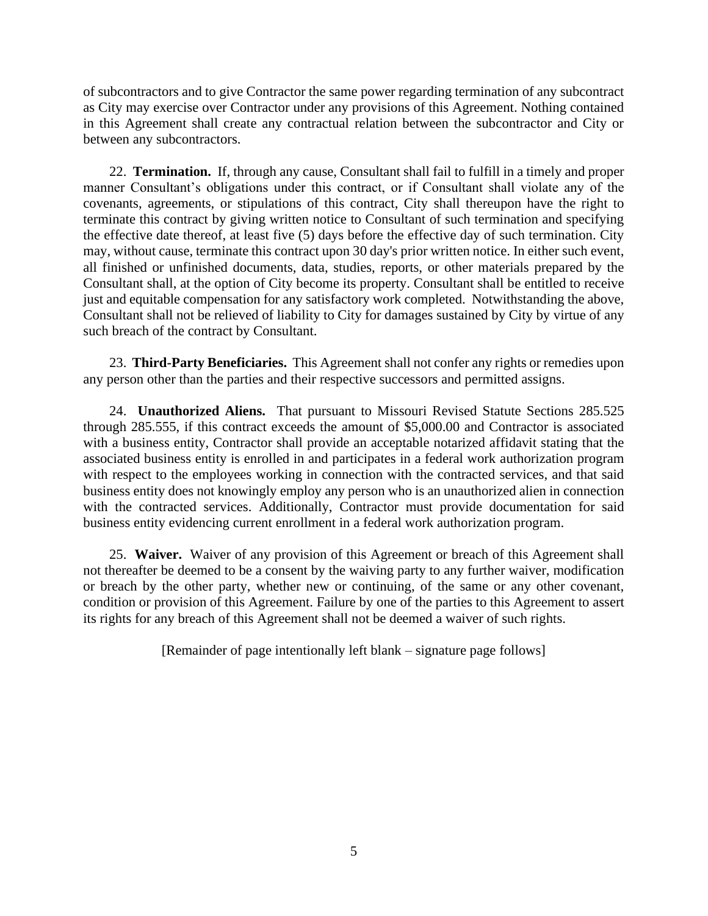of subcontractors and to give Contractor the same power regarding termination of any subcontract as City may exercise over Contractor under any provisions of this Agreement. Nothing contained in this Agreement shall create any contractual relation between the subcontractor and City or between any subcontractors.

22. **Termination.** If, through any cause, Consultant shall fail to fulfill in a timely and proper manner Consultant's obligations under this contract, or if Consultant shall violate any of the covenants, agreements, or stipulations of this contract, City shall thereupon have the right to terminate this contract by giving written notice to Consultant of such termination and specifying the effective date thereof, at least five (5) days before the effective day of such termination. City may, without cause, terminate this contract upon 30 day's prior written notice. In either such event, all finished or unfinished documents, data, studies, reports, or other materials prepared by the Consultant shall, at the option of City become its property. Consultant shall be entitled to receive just and equitable compensation for any satisfactory work completed. Notwithstanding the above, Consultant shall not be relieved of liability to City for damages sustained by City by virtue of any such breach of the contract by Consultant.

23. **Third-Party Beneficiaries.** This Agreement shall not confer any rights or remedies upon any person other than the parties and their respective successors and permitted assigns.

24. **Unauthorized Aliens.** That pursuant to Missouri Revised Statute Sections 285.525 through 285.555, if this contract exceeds the amount of $5,000.00 and Contractor is associated with a business entity, Contractor shall provide an acceptable notarized affidavit stating that the associated business entity is enrolled in and participates in a federal work authorization program with respect to the employees working in connection with the contracted services, and that said business entity does not knowingly employ any person who is an unauthorized alien in connection with the contracted services. Additionally, Contractor must provide documentation for said business entity evidencing current enrollment in a federal work authorization program.

25. **Waiver.** Waiver of any provision of this Agreement or breach of this Agreement shall not thereafter be deemed to be a consent by the waiving party to any further waiver, modification or breach by the other party, whether new or continuing, of the same or any other covenant, condition or provision of this Agreement. Failure by one of the parties to this Agreement to assert its rights for any breach of this Agreement shall not be deemed a waiver of such rights.

[Remainder of page intentionally left blank – signature page follows]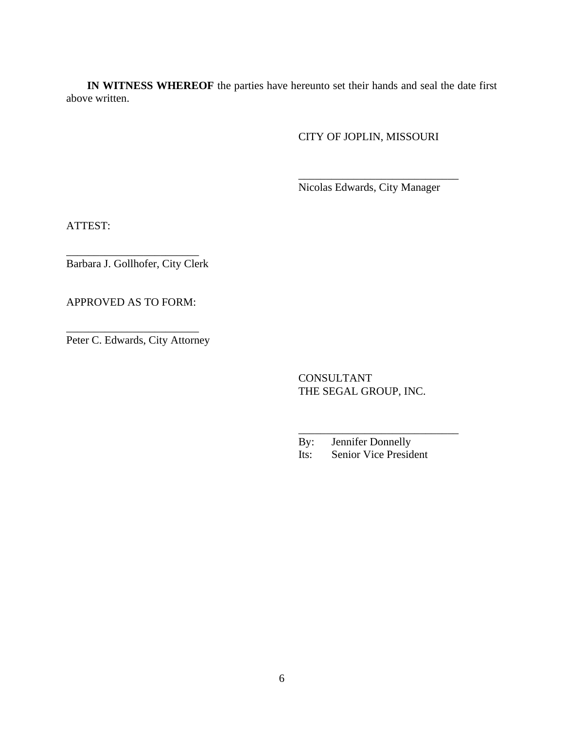**IN WITNESS WHEREOF** the parties have hereunto set their hands and seal the date first above written.

CITY OF JOPLIN, MISSOURI

_____________________________
Nicolas Edwards, City Manager

ATTEST:

________________________
Barbara J. Gollhofer, City Clerk

APPROVED AS TO FORM:

________________________
Peter C. Edwards, City Attorney

CONSULTANT
THE SEGAL GROUP, INC.

_____________________________
By: Jennifer Donnelly
Its: Senior Vice President